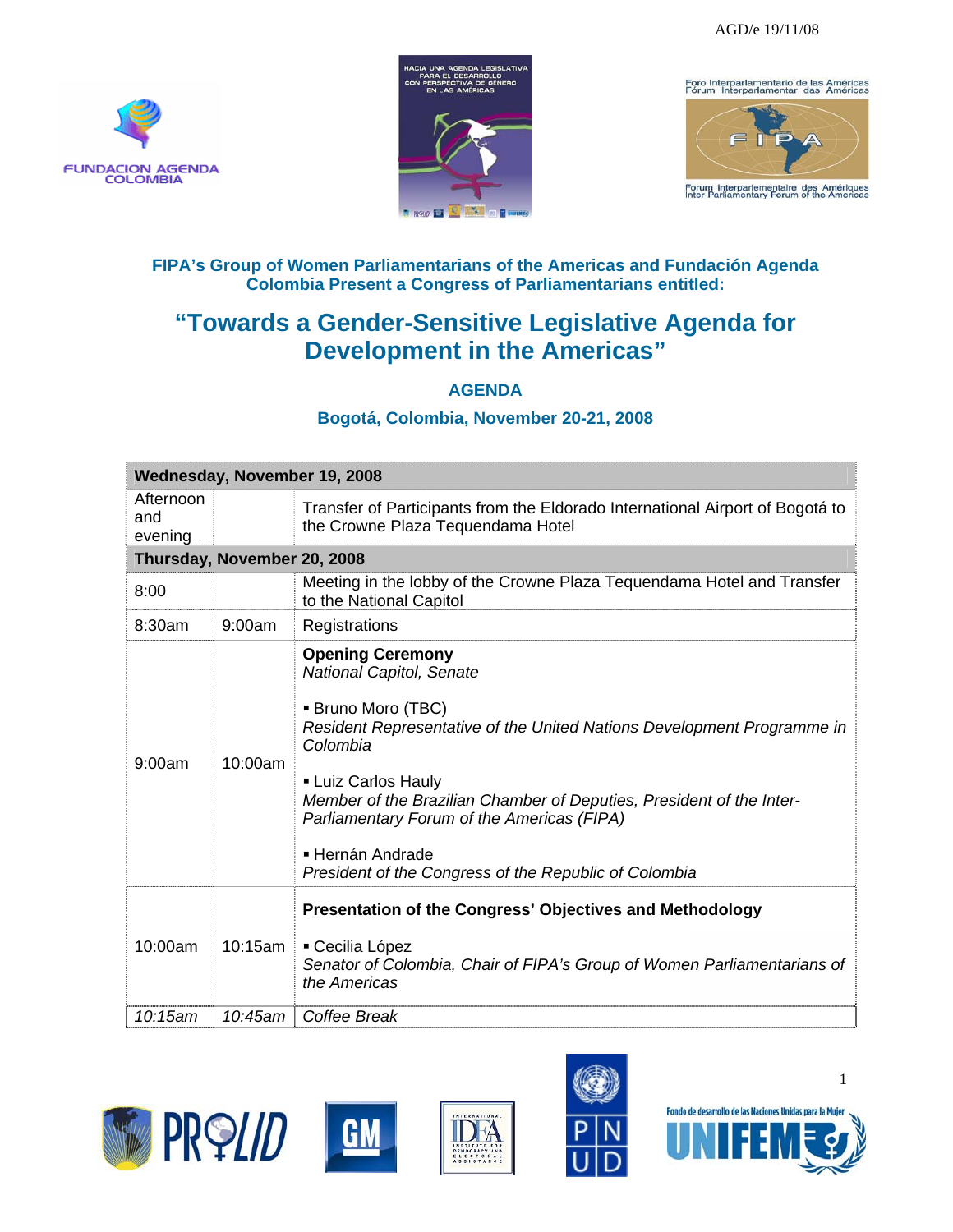AGD/e 19/11/08

FIPA's Group of Women Parliamentarians of the Americas and Fundación Agenda Colombia Present a Congress of Parliamentarians entitled:

# "Towards a Gender-Sensitive Legislative Agenda for Development in the Americas"

## AGENDA

### Bogotá, Colombia, November 20-21, 2008

| **Wednesday, November 19, 2008** | | |
|---|---|---|
| Afternoon and evening | | Transfer of Participants from the Eldorado International Airport of Bogotá to the Crowne Plaza Tequendama Hotel |
| **Thursday, November 20, 2008** | | |
| 8:00 | | Meeting in the lobby of the Crowne Plaza Tequendama Hotel and Transfer to the National Capitol |
| 8:30am | 9:00am | Registrations |
| 9:00am | 10:00am | **Opening Ceremony**<br>*National Capitol, Senate*<br><br>▪ Bruno Moro (TBC)<br>*Resident Representative of the United Nations Development Programme in Colombia*<br><br>▪ Luiz Carlos Hauly<br>*Member of the Brazilian Chamber of Deputies, President of the Inter-Parliamentary Forum of the Americas (FIPA)*<br><br>▪ Hernán Andrade<br>*President of the Congress of the Republic of Colombia* |
| 10:00am | 10:15am | **Presentation of the Congress' Objectives and Methodology**<br><br>▪ Cecilia López<br>*Senator of Colombia, Chair of FIPA's Group of Women Parliamentarians of the Americas* |
| *10:15am* | *10:45am* | *Coffee Break* |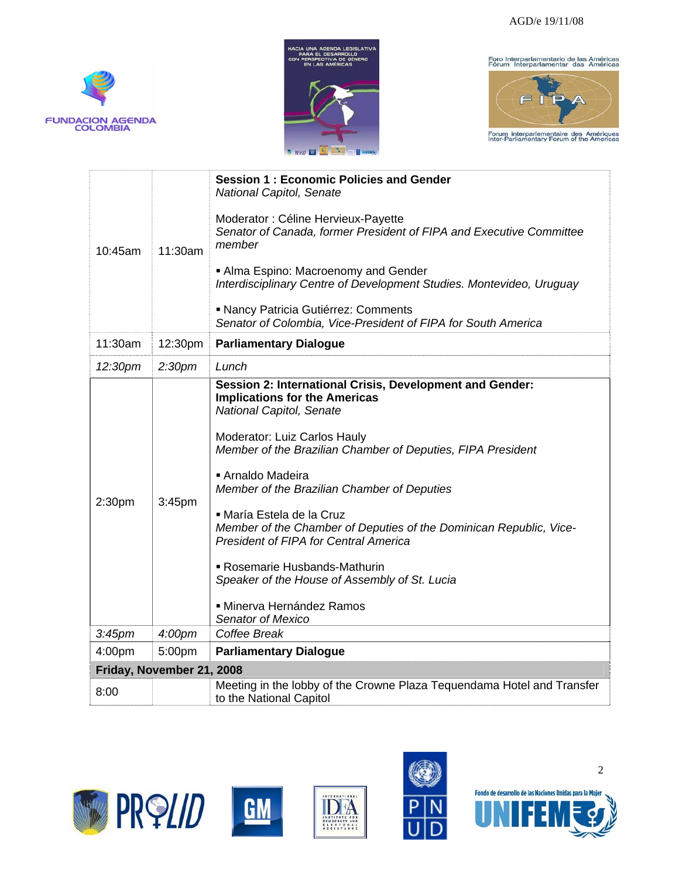| | | |
|---|---|---|
| 10:45am | 11:30am | **Session 1 : Economic Policies and Gender**<br>*National Capitol, Senate*<br><br>Moderator : Céline Hervieux-Payette<br>*Senator of Canada, former President of FIPA and Executive Committee member*<br><br>▪ Alma Espino: Macroenomy and Gender<br>*Interdisciplinary Centre of Development Studies. Montevideo, Uruguay*<br><br>▪ Nancy Patricia Gutiérrez: Comments<br>*Senator of Colombia, Vice-President of FIPA for South America* |
| 11:30am | 12:30pm | **Parliamentary Dialogue** |
| *12:30pm* | *2:30pm* | *Lunch* |
| 2:30pm | 3:45pm | **Session 2: International Crisis, Development and Gender: Implications for the Americas**<br>*National Capitol, Senate*<br><br>Moderator: Luiz Carlos Hauly<br>*Member of the Brazilian Chamber of Deputies, FIPA President*<br><br>▪ Arnaldo Madeira<br>*Member of the Brazilian Chamber of Deputies*<br><br>▪ María Estela de la Cruz<br>*Member of the Chamber of Deputies of the Dominican Republic, Vice-President of FIPA for Central America*<br><br>▪ Rosemarie Husbands-Mathurin<br>*Speaker of the House of Assembly of St. Lucia*<br><br>▪ Minerva Hernández Ramos<br>*Senator of Mexico* |
| *3:45pm* | *4:00pm* | *Coffee Break* |
| 4:00pm | 5:00pm | **Parliamentary Dialogue** |
| **Friday, November 21, 2008** | | |
| 8:00 | | Meeting in the lobby of the Crowne Plaza Tequendama Hotel and Transfer to the National Capitol |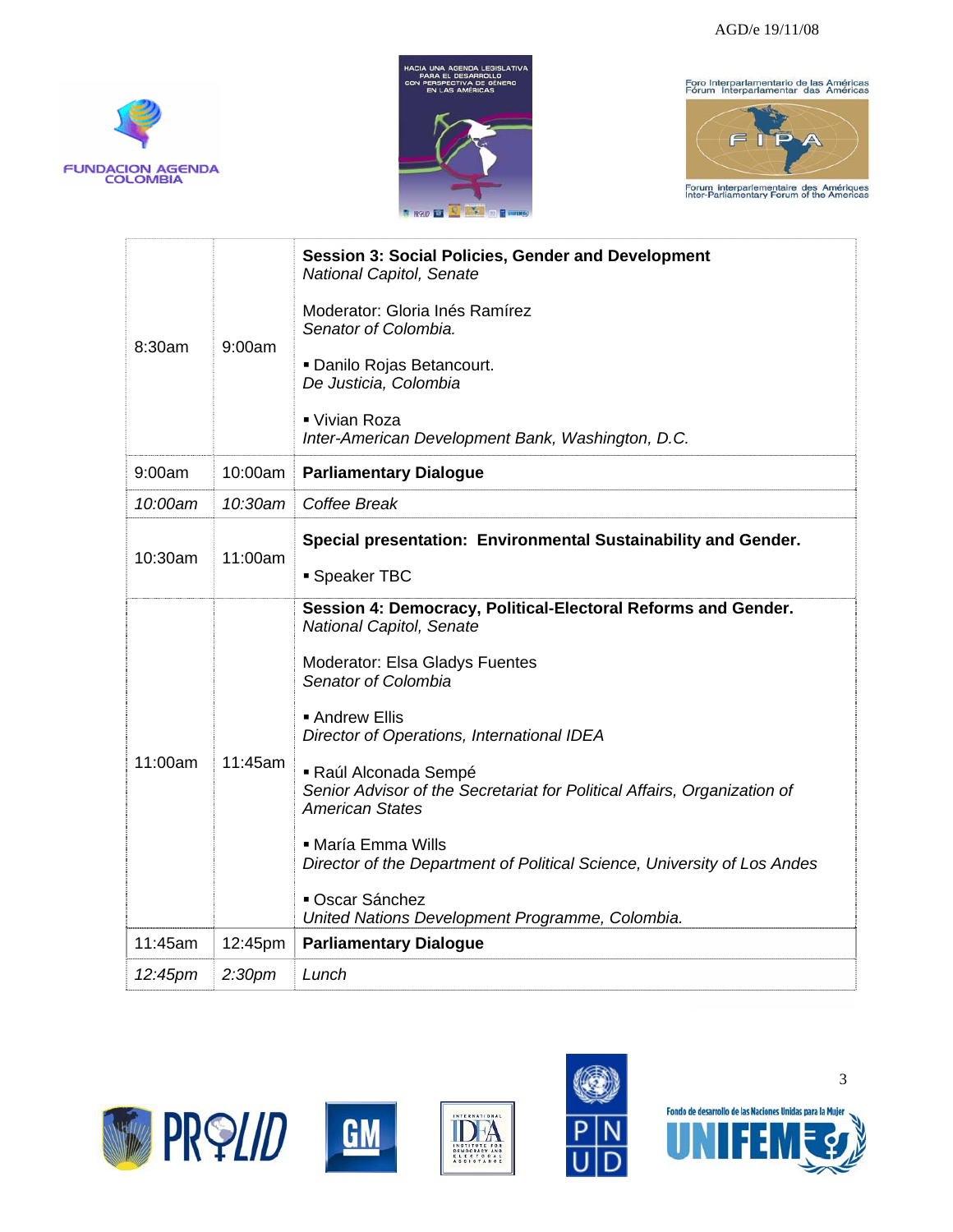| | | |
|---|---|---|
| 8:30am | 9:00am | **Session 3: Social Policies, Gender and Development**<br>*National Capitol, Senate*<br><br>Moderator: Gloria Inés Ramírez<br>*Senator of Colombia.*<br><br>▪ Danilo Rojas Betancourt.<br>*De Justicia, Colombia*<br><br>▪ Vivian Roza<br>*Inter-American Development Bank, Washington, D.C.* |
| 9:00am | 10:00am | **Parliamentary Dialogue** |
| *10:00am* | *10:30am* | *Coffee Break* |
| 10:30am | 11:00am | **Special presentation: Environmental Sustainability and Gender.**<br><br>▪ Speaker TBC |
| 11:00am | 11:45am | **Session 4: Democracy, Political-Electoral Reforms and Gender.**<br>*National Capitol, Senate*<br><br>Moderator: Elsa Gladys Fuentes<br>*Senator of Colombia*<br><br>▪ Andrew Ellis<br>*Director of Operations, International IDEA*<br><br>▪ Raúl Alconada Sempé<br>*Senior Advisor of the Secretariat for Political Affairs, Organization of American States*<br><br>▪ María Emma Wills<br>*Director of the Department of Political Science, University of Los Andes*<br><br>▪ Oscar Sánchez<br>*United Nations Development Programme, Colombia.* |
| 11:45am | 12:45pm | **Parliamentary Dialogue** |
| *12:45pm* | *2:30pm* | *Lunch* |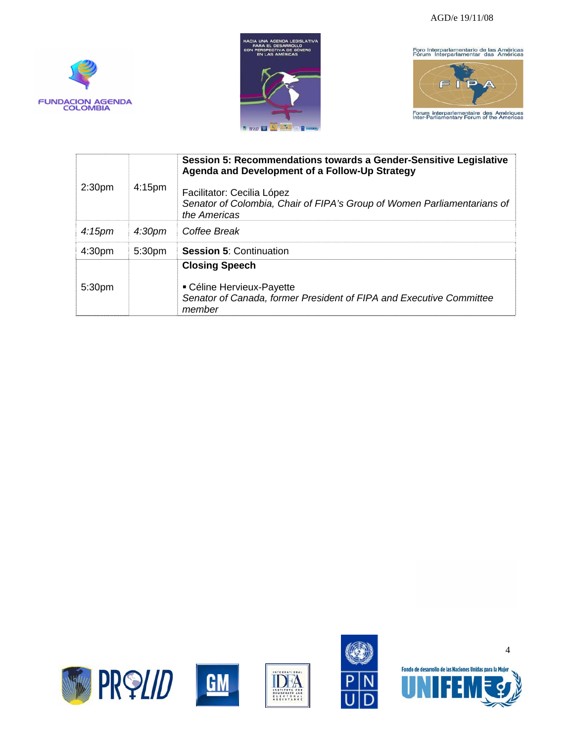| | | |
|---|---|---|
| 2:30pm | 4:15pm | **Session 5: Recommendations towards a Gender-Sensitive Legislative Agenda and Development of a Follow-Up Strategy**<br><br>Facilitator: Cecilia López<br>*Senator of Colombia, Chair of FIPA's Group of Women Parliamentarians of the Americas* |
| *4:15pm* | *4:30pm* | *Coffee Break* |
| 4:30pm | 5:30pm | **Session 5**: Continuation |
| 5:30pm | | **Closing Speech**<br><br>▪ Céline Hervieux-Payette<br>*Senator of Canada, former President of FIPA and Executive Committee member* |